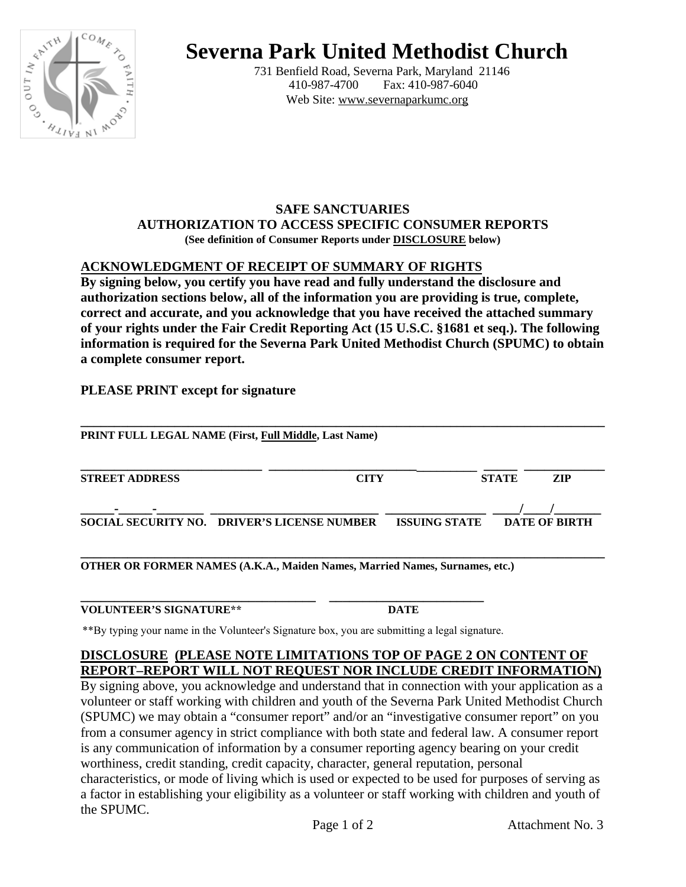# Severna Park United Methodist Church

731 Benfield Road, Severna Park, Maryland 21146
410-987-4700 Fax: 410-987-6040
Web Site: www.severnaparkumc.org

## SAFE SANCTUARIES
## AUTHORIZATION TO ACCESS SPECIFIC CONSUMER REPORTS

**(See definition of Consumer Reports under DISCLOSURE below)**

### ACKNOWLEDGMENT OF RECEIPT OF SUMMARY OF RIGHTS

**By signing below, you certify you have read and fully understand the disclosure and authorization sections below, all of the information you are providing is true, complete, correct and accurate, and you acknowledge that you have received the attached summary of your rights under the Fair Credit Reporting Act (15 U.S.C. §1681 et seq.). The following information is required for the Severna Park United Methodist Church (SPUMC) to obtain a complete consumer report.**

**PLEASE PRINT except for signature**

______________________________________________________________________

**PRINT FULL LEGAL NAME (First, Full Middle, Last Name)**

______________________________ ______________________________ ________ ____________

**STREET ADDRESS** **CITY** **STATE** **ZIP**

\_\_\_\_\_-\_\_\_\_\_-\_\_\_\_\_\_\_ ____________________________ ________________ \_\_\_\_/\_\_\_\_/\_\_\_\_\_\_\_

**SOCIAL SECURITY NO.** **DRIVER'S LICENSE NUMBER** **ISSUING STATE** **DATE OF BIRTH**

______________________________________________________________________

**OTHER OR FORMER NAMES (A.K.A., Maiden Names, Married Names, Surnames, etc.)**

____________________________________ ________________________

**VOLUNTEER'S SIGNATURE**** **DATE**

**By typing your name in the Volunteer's Signature box, you are submitting a legal signature.

### DISCLOSURE (PLEASE NOTE LIMITATIONS TOP OF PAGE 2 ON CONTENT OF REPORT–REPORT WILL NOT REQUEST NOR INCLUDE CREDIT INFORMATION)

By signing above, you acknowledge and understand that in connection with your application as a volunteer or staff working with children and youth of the Severna Park United Methodist Church (SPUMC) we may obtain a "consumer report" and/or an "investigative consumer report" on you from a consumer agency in strict compliance with both state and federal law. A consumer report is any communication of information by a consumer reporting agency bearing on your credit worthiness, credit standing, credit capacity, character, general reputation, personal characteristics, or mode of living which is used or expected to be used for purposes of serving as a factor in establishing your eligibility as a volunteer or staff working with children and youth of the SPUMC.

Attachment No. 3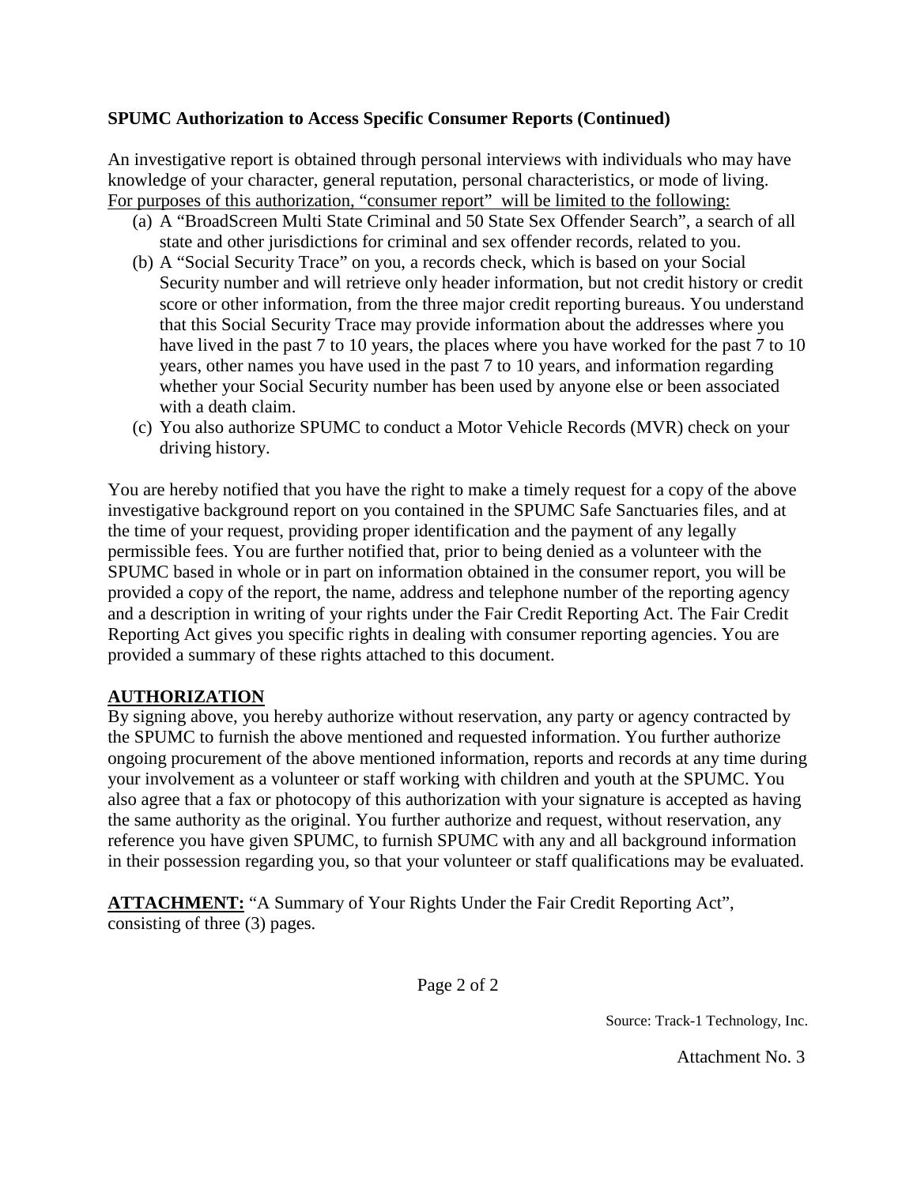**SPUMC Authorization to Access Specific Consumer Reports (Continued)**

An investigative report is obtained through personal interviews with individuals who may have knowledge of your character, general reputation, personal characteristics, or mode of living. <u>For purposes of this authorization, "consumer report" will be limited to the following:</u>

(a) A "BroadScreen Multi State Criminal and 50 State Sex Offender Search", a search of all state and other jurisdictions for criminal and sex offender records, related to you.

(b) A "Social Security Trace" on you, a records check, which is based on your Social Security number and will retrieve only header information, but not credit history or credit score or other information, from the three major credit reporting bureaus. You understand that this Social Security Trace may provide information about the addresses where you have lived in the past 7 to 10 years, the places where you have worked for the past 7 to 10 years, other names you have used in the past 7 to 10 years, and information regarding whether your Social Security number has been used by anyone else or been associated with a death claim.

(c) You also authorize SPUMC to conduct a Motor Vehicle Records (MVR) check on your driving history.

You are hereby notified that you have the right to make a timely request for a copy of the above investigative background report on you contained in the SPUMC Safe Sanctuaries files, and at the time of your request, providing proper identification and the payment of any legally permissible fees. You are further notified that, prior to being denied as a volunteer with the SPUMC based in whole or in part on information obtained in the consumer report, you will be provided a copy of the report, the name, address and telephone number of the reporting agency and a description in writing of your rights under the Fair Credit Reporting Act. The Fair Credit Reporting Act gives you specific rights in dealing with consumer reporting agencies. You are provided a summary of these rights attached to this document.

## AUTHORIZATION

By signing above, you hereby authorize without reservation, any party or agency contracted by the SPUMC to furnish the above mentioned and requested information. You further authorize ongoing procurement of the above mentioned information, reports and records at any time during your involvement as a volunteer or staff working with children and youth at the SPUMC. You also agree that a fax or photocopy of this authorization with your signature is accepted as having the same authority as the original. You further authorize and request, without reservation, any reference you have given SPUMC, to furnish SPUMC with any and all background information in their possession regarding you, so that your volunteer or staff qualifications may be evaluated.

**ATTACHMENT:** "A Summary of Your Rights Under the Fair Credit Reporting Act", consisting of three (3) pages.

Source: Track-1 Technology, Inc.

Attachment No. 3